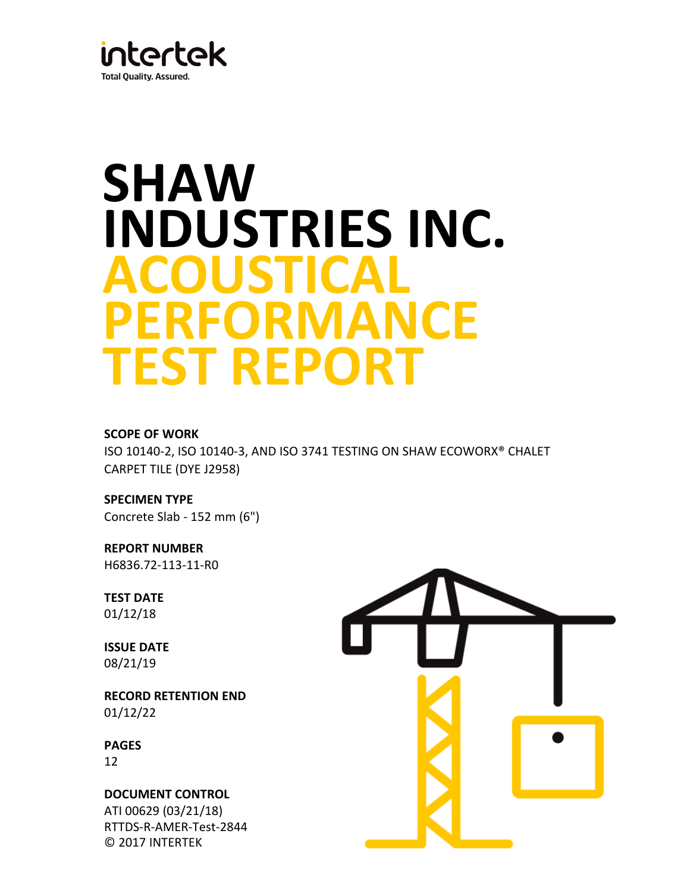intertek

Total Quality. Assured.

# SHAW INDUSTRIES INC. ACOUSTICAL PERFORMANCE TEST REPORT

**SCOPE OF WORK**

ISO 10140-2, ISO 10140-3, AND ISO 3741 TESTING ON SHAW ECOWORX® CHALET CARPET TILE (DYE J2958)

**SPECIMEN TYPE**

Concrete Slab - 152 mm (6")

**REPORT NUMBER**

H6836.72-113-11-R0

**TEST DATE**

01/12/18

**ISSUE DATE**

08/21/19

**RECORD RETENTION END**

01/12/22

**PAGES**

12

**DOCUMENT CONTROL**

ATI 00629 (03/21/18)

RTTDS-R-AMER-Test-2844

© 2017 INTERTEK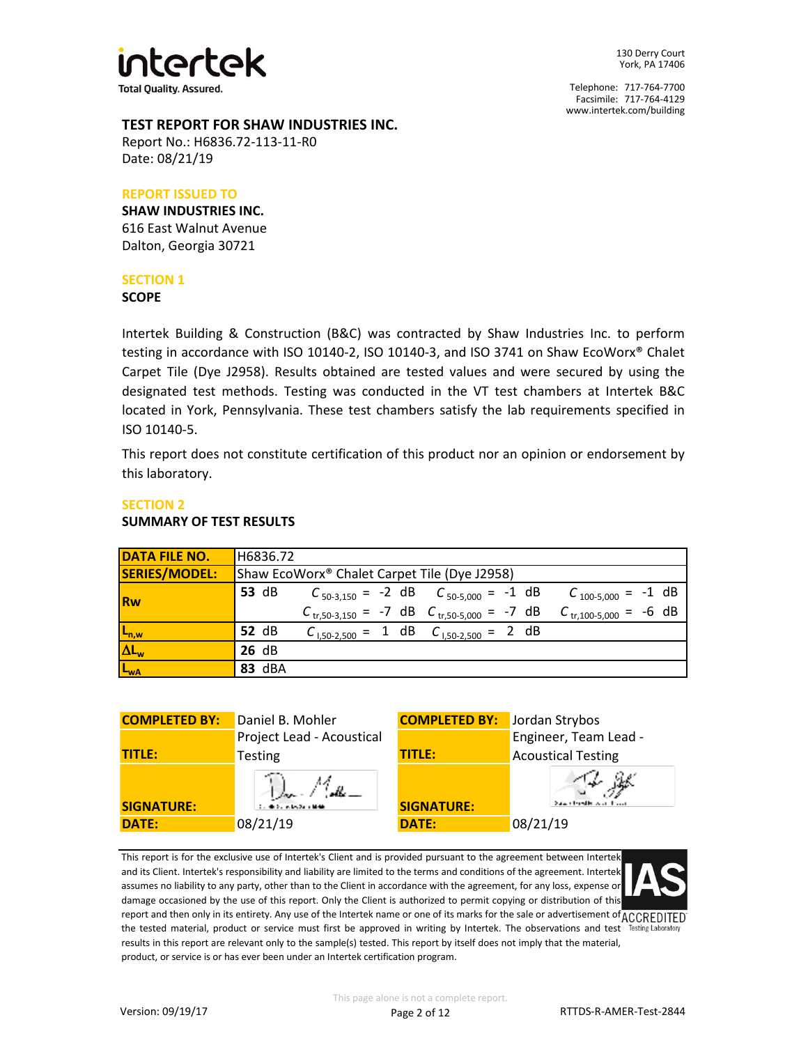intertek

Total Quality. Assured.

130 Derry Court
York, PA 17406

Telephone: 717-764-7700
Facsimile: 717-764-4129
www.intertek.com/building

**TEST REPORT FOR SHAW INDUSTRIES INC.**
Report No.: H6836.72-113-11-R0
Date: 08/21/19

**REPORT ISSUED TO**

**SHAW INDUSTRIES INC.**
616 East Walnut Avenue
Dalton, Georgia 30721

## SECTION 1

### SCOPE

Intertek Building & Construction (B&C) was contracted by Shaw Industries Inc. to perform testing in accordance with ISO 10140-2, ISO 10140-3, and ISO 3741 on Shaw EcoWorx® Chalet Carpet Tile (Dye J2958). Results obtained are tested values and were secured by using the designated test methods. Testing was conducted in the VT test chambers at Intertek B&C located in York, Pennsylvania. These test chambers satisfy the lab requirements specified in ISO 10140-5.

This report does not constitute certification of this product nor an opinion or endorsement by this laboratory.

## SECTION 2

### SUMMARY OF TEST RESULTS

| **DATA FILE NO.** | H6836.72 | | | |
|---|---|---|---|---|
| **SERIES/MODEL:** | Shaw EcoWorx® Chalet Carpet Tile (Dye J2958) | | | |
| **Rw** | **53** dB | $C_{50\text{-}3,150}$ = -2 dB | $C_{50\text{-}5,000}$ = -1 dB | $C_{100\text{-}5,000}$ = -1 dB |
| | | $C_{tr,50\text{-}3,150}$ = -7 dB | $C_{tr,50\text{-}5,000}$ = -7 dB | $C_{tr,100\text{-}5,000}$ = -6 dB |
| $L_{n,w}$ | **52** dB | $C_{I,50\text{-}2,500}$ = 1 dB | $C_{I,50\text{-}2,500}$ = 2 dB | |
| $\Delta L_w$ | **26** dB | | | |
| $L_{wA}$ | **83** dBA | | | |

| **COMPLETED BY:** | Daniel B. Mohler | **COMPLETED BY:** | Jordan Strybos |
|---|---|---|---|
| **TITLE:** | Project Lead - Acoustical Testing | **TITLE:** | Engineer, Team Lead - Acoustical Testing |
| **SIGNATURE:** | [signature] | **SIGNATURE:** | [signature] |
| **DATE:** | 08/21/19 | **DATE:** | 08/21/19 |

This report is for the exclusive use of Intertek's Client and is provided pursuant to the agreement between Intertek and its Client. Intertek's responsibility and liability are limited to the terms and conditions of the agreement. Intertek assumes no liability to any party, other than to the Client in accordance with the agreement, for any loss, expense or damage occasioned by the use of this report. Only the Client is authorized to permit copying or distribution of this report and then only in its entirety. Any use of the Intertek name or one of its marks for the sale or advertisement of the tested material, product or service must first be approved in writing by Intertek. The observations and test results in this report are relevant only to the sample(s) tested. This report by itself does not imply that the material, product, or service is or has ever been under an Intertek certification program.

IAS ACCREDITED Testing Laboratory

This page alone is not a complete report.

Version: 09/19/17 RTTDS-R-AMER-Test-2844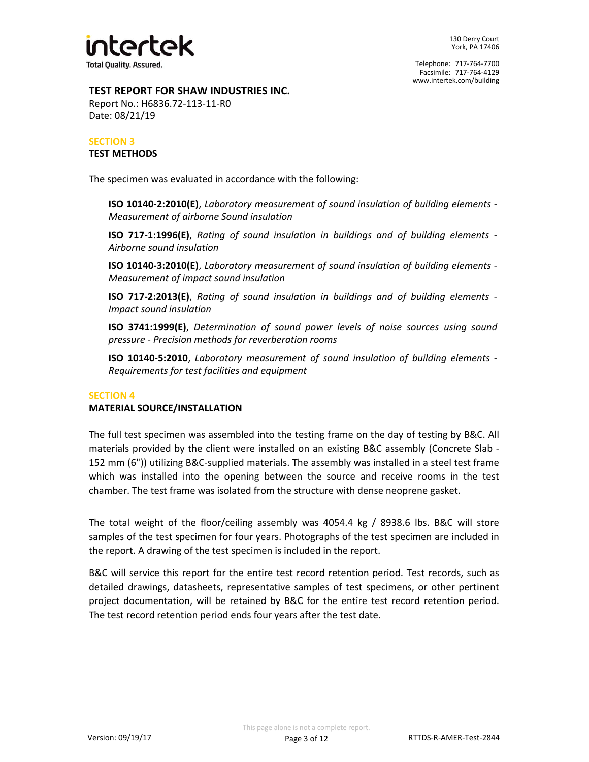**TEST REPORT FOR SHAW INDUSTRIES INC.**
Report No.: H6836.72-113-11-R0
Date: 08/21/19

## SECTION 3
### TEST METHODS

The specimen was evaluated in accordance with the following:

**ISO 10140-2:2010(E)**, *Laboratory measurement of sound insulation of building elements - Measurement of airborne Sound insulation*

**ISO 717-1:1996(E)**, *Rating of sound insulation in buildings and of building elements - Airborne sound insulation*

**ISO 10140-3:2010(E)**, *Laboratory measurement of sound insulation of building elements - Measurement of impact sound insulation*

**ISO 717-2:2013(E)**, *Rating of sound insulation in buildings and of building elements - Impact sound insulation*

**ISO 3741:1999(E)**, *Determination of sound power levels of noise sources using sound pressure - Precision methods for reverberation rooms*

**ISO 10140-5:2010**, *Laboratory measurement of sound insulation of building elements - Requirements for test facilities and equipment*

## SECTION 4
### MATERIAL SOURCE/INSTALLATION

The full test specimen was assembled into the testing frame on the day of testing by B&C. All materials provided by the client were installed on an existing B&C assembly (Concrete Slab - 152 mm (6")) utilizing B&C-supplied materials. The assembly was installed in a steel test frame which was installed into the opening between the source and receive rooms in the test chamber. The test frame was isolated from the structure with dense neoprene gasket.

The total weight of the floor/ceiling assembly was 4054.4 kg / 8938.6 lbs. B&C will store samples of the test specimen for four years. Photographs of the test specimen are included in the report. A drawing of the test specimen is included in the report.

B&C will service this report for the entire test record retention period. Test records, such as detailed drawings, datasheets, representative samples of test specimens, or other pertinent project documentation, will be retained by B&C for the entire test record retention period. The test record retention period ends four years after the test date.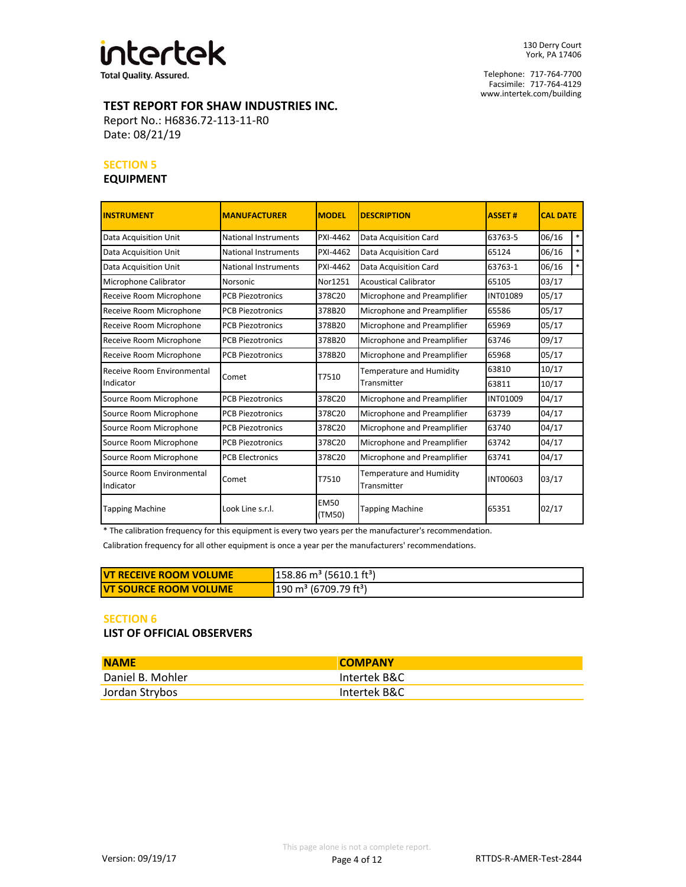**TEST REPORT FOR SHAW INDUSTRIES INC.**
Report No.: H6836.72-113-11-R0
Date: 08/21/19

## SECTION 5
### EQUIPMENT

| INSTRUMENT | MANUFACTURER | MODEL | DESCRIPTION | ASSET # | CAL DATE | |
|---|---|---|---|---|---|---|
| Data Acquisition Unit | National Instruments | PXI-4462 | Data Acquisition Card | 63763-5 | 06/16 | * |
| Data Acquisition Unit | National Instruments | PXI-4462 | Data Acquisition Card | 65124 | 06/16 | * |
| Data Acquisition Unit | National Instruments | PXI-4462 | Data Acquisition Card | 63763-1 | 06/16 | * |
| Microphone Calibrator | Norsonic | Nor1251 | Acoustical Calibrator | 65105 | 03/17 | |
| Receive Room Microphone | PCB Piezotronics | 378C20 | Microphone and Preamplifier | INT01089 | 05/17 | |
| Receive Room Microphone | PCB Piezotronics | 378B20 | Microphone and Preamplifier | 65586 | 05/17 | |
| Receive Room Microphone | PCB Piezotronics | 378B20 | Microphone and Preamplifier | 65969 | 05/17 | |
| Receive Room Microphone | PCB Piezotronics | 378B20 | Microphone and Preamplifier | 63746 | 09/17 | |
| Receive Room Microphone | PCB Piezotronics | 378B20 | Microphone and Preamplifier | 65968 | 05/17 | |
| Receive Room Environmental Indicator | Comet | T7510 | Temperature and Humidity Transmitter | 63810 | 10/17 | |
| | | | | 63811 | 10/17 | |
| Source Room Microphone | PCB Piezotronics | 378C20 | Microphone and Preamplifier | INT01009 | 04/17 | |
| Source Room Microphone | PCB Piezotronics | 378C20 | Microphone and Preamplifier | 63739 | 04/17 | |
| Source Room Microphone | PCB Piezotronics | 378C20 | Microphone and Preamplifier | 63740 | 04/17 | |
| Source Room Microphone | PCB Piezotronics | 378C20 | Microphone and Preamplifier | 63742 | 04/17 | |
| Source Room Microphone | PCB Electronics | 378C20 | Microphone and Preamplifier | 63741 | 04/17 | |
| Source Room Environmental Indicator | Comet | T7510 | Temperature and Humidity Transmitter | INT00603 | 03/17 | |
| Tapping Machine | Look Line s.r.l. | EM50 (TM50) | Tapping Machine | 65351 | 02/17 | |

* The calibration frequency for this equipment is every two years per the manufacturer's recommendation.

Calibration frequency for all other equipment is once a year per the manufacturers' recommendations.

| VT RECEIVE ROOM VOLUME | 158.86 $m^3$ (5610.1 $ft^3$) |
|---|---|
| VT SOURCE ROOM VOLUME | 190 $m^3$ (6709.79 $ft^3$) |

## SECTION 6
### LIST OF OFFICIAL OBSERVERS

| NAME | COMPANY |
|---|---|
| Daniel B. Mohler | Intertek B&C |
| Jordan Strybos | Intertek B&C |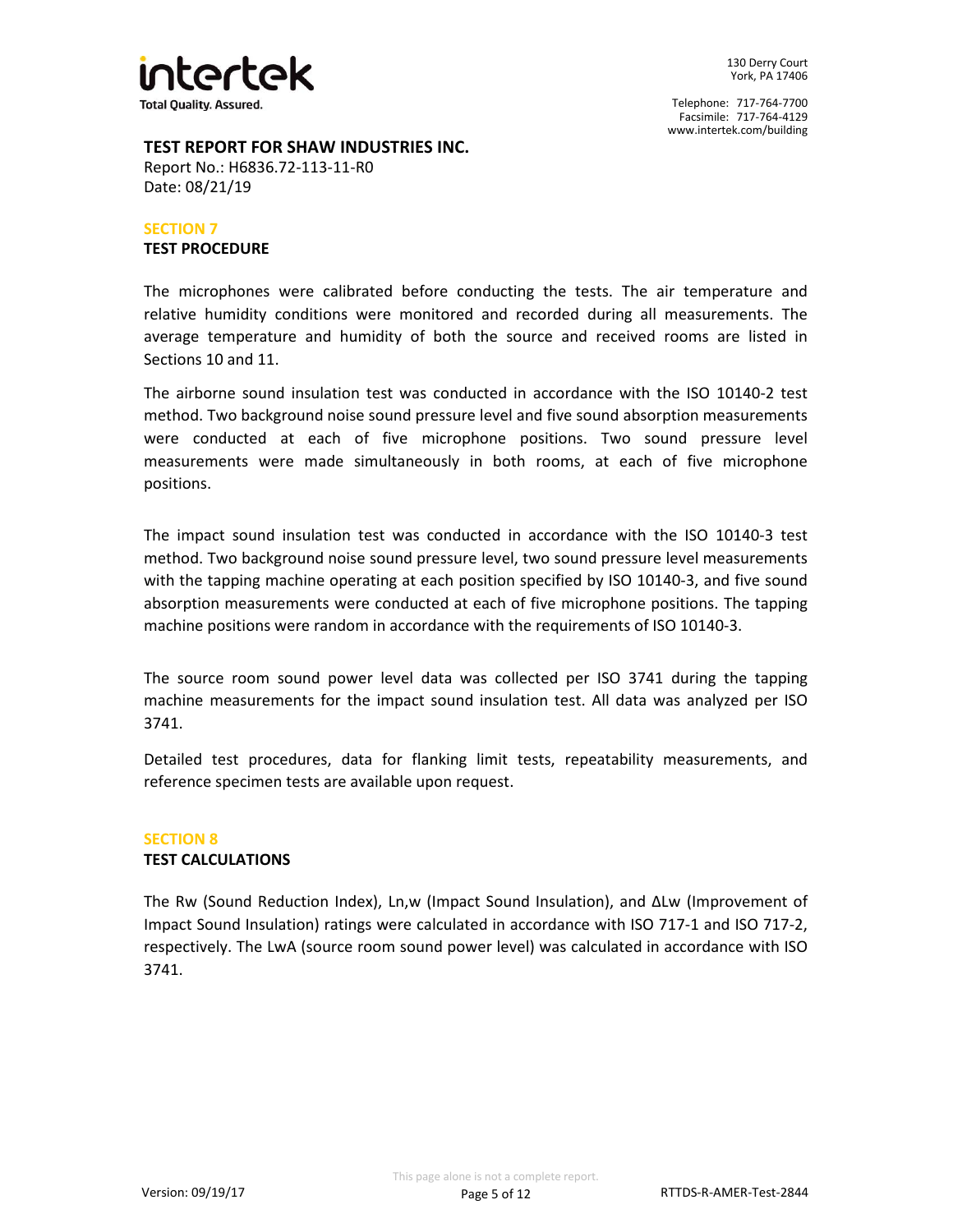**TEST REPORT FOR SHAW INDUSTRIES INC.**
Report No.: H6836.72-113-11-R0
Date: 08/21/19

## SECTION 7
### TEST PROCEDURE

The microphones were calibrated before conducting the tests. The air temperature and relative humidity conditions were monitored and recorded during all measurements. The average temperature and humidity of both the source and received rooms are listed in Sections 10 and 11.

The airborne sound insulation test was conducted in accordance with the ISO 10140-2 test method. Two background noise sound pressure level and five sound absorption measurements were conducted at each of five microphone positions. Two sound pressure level measurements were made simultaneously in both rooms, at each of five microphone positions.

The impact sound insulation test was conducted in accordance with the ISO 10140-3 test method. Two background noise sound pressure level, two sound pressure level measurements with the tapping machine operating at each position specified by ISO 10140-3, and five sound absorption measurements were conducted at each of five microphone positions. The tapping machine positions were random in accordance with the requirements of ISO 10140-3.

The source room sound power level data was collected per ISO 3741 during the tapping machine measurements for the impact sound insulation test. All data was analyzed per ISO 3741.

Detailed test procedures, data for flanking limit tests, repeatability measurements, and reference specimen tests are available upon request.

## SECTION 8
### TEST CALCULATIONS

The $R_w$ (Sound Reduction Index), $L_{n,w}$ (Impact Sound Insulation), and $\Delta L_w$ (Improvement of Impact Sound Insulation) ratings were calculated in accordance with ISO 717-1 and ISO 717-2, respectively. The $L_{wA}$ (source room sound power level) was calculated in accordance with ISO 3741.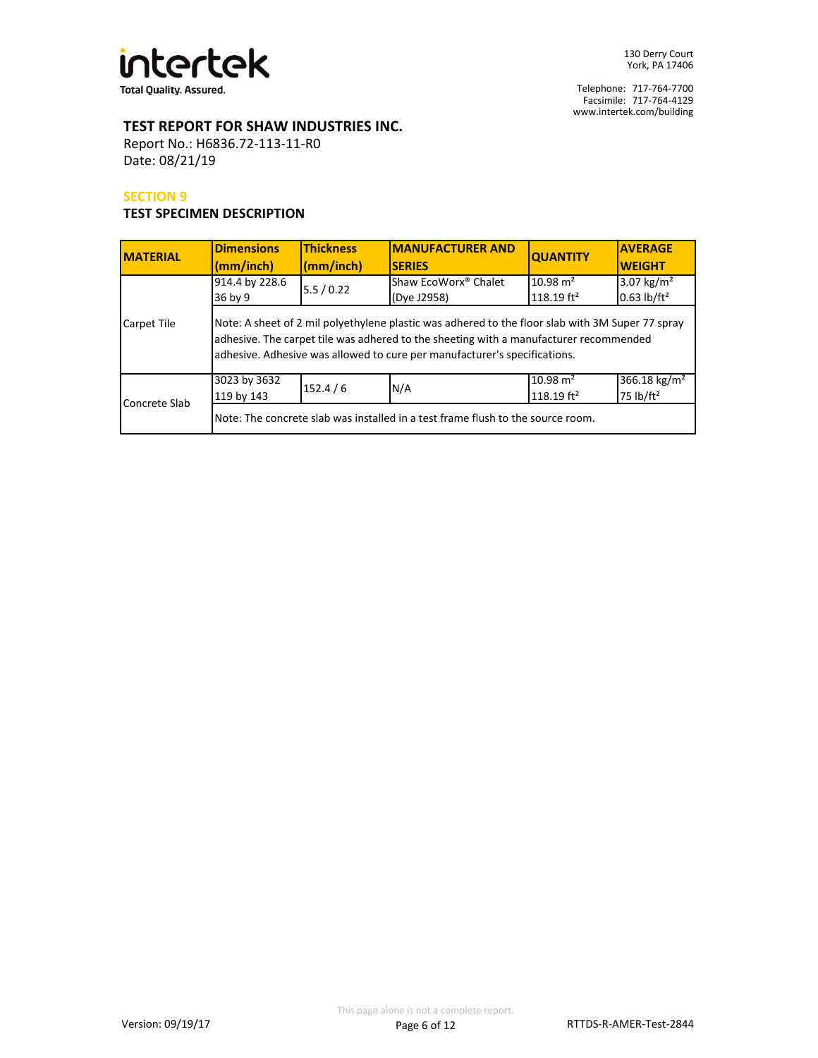## TEST REPORT FOR SHAW INDUSTRIES INC.

Report No.: H6836.72-113-11-R0
Date: 08/21/19

### SECTION 9

### TEST SPECIMEN DESCRIPTION

| MATERIAL | Dimensions (mm/inch) | Thickness (mm/inch) | MANUFACTURER AND SERIES | QUANTITY | AVERAGE WEIGHT |
|---|---|---|---|---|---|
| Carpet Tile | 914.4 by 228.6<br>36 by 9 | 5.5 / 0.22 | Shaw EcoWorx® Chalet (Dye J2958) | 10.98 m²<br>118.19 ft² | 3.07 kg/m²<br>0.63 lb/ft² |
| | Note: A sheet of 2 mil polyethylene plastic was adhered to the floor slab with 3M Super 77 spray adhesive. The carpet tile was adhered to the sheeting with a manufacturer recommended adhesive. Adhesive was allowed to cure per manufacturer's specifications. | | | | |
| Concrete Slab | 3023 by 3632<br>119 by 143 | 152.4 / 6 | N/A | 10.98 m²<br>118.19 ft² | 366.18 kg/m²<br>75 lb/ft² |
| | Note: The concrete slab was installed in a test frame flush to the source room. | | | | |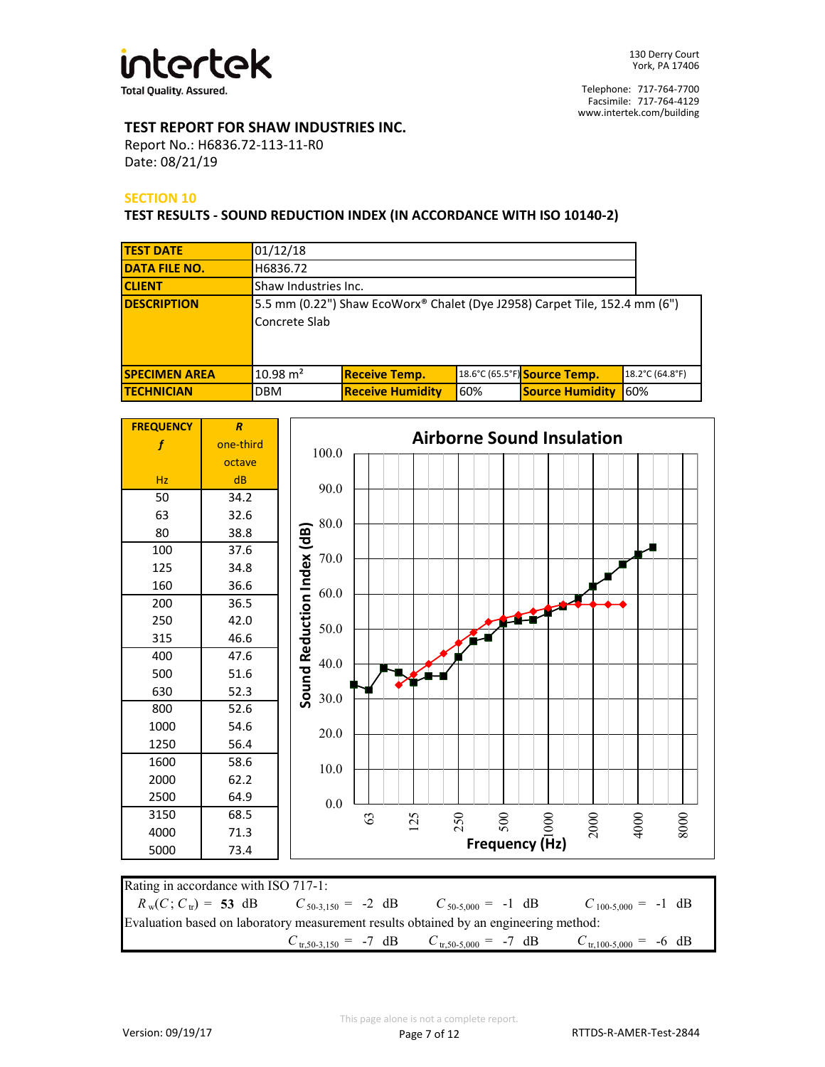**TEST REPORT FOR SHAW INDUSTRIES INC.**
Report No.: H6836.72-113-11-R0
Date: 08/21/19

## SECTION 10

### TEST RESULTS - SOUND REDUCTION INDEX (IN ACCORDANCE WITH ISO 10140-2)

| | | | | | |
|---|---|---|---|---|---|
| **TEST DATE** | 01/12/18 | | | | |
| **DATA FILE NO.** | H6836.72 | | | | |
| **CLIENT** | Shaw Industries Inc. | | | | |
| **DESCRIPTION** | 5.5 mm (0.22") Shaw EcoWorx® Chalet (Dye J2958) Carpet Tile, 152.4 mm (6") Concrete Slab | | | | |
| **SPECIMEN AREA** | 10.98 m² | **Receive Temp.** | 18.6°C (65.5°F) | **Source Temp.** | 18.2°C (64.8°F) |
| **TECHNICIAN** | DBM | **Receive Humidity** | 60% | **Source Humidity** | 60% |

| FREQUENCY $f$ Hz | $R$ one-third octave dB |
|---|---|
| 50 | 34.2 |
| 63 | 32.6 |
| 80 | 38.8 |
| 100 | 37.6 |
| 125 | 34.8 |
| 160 | 36.6 |
| 200 | 36.5 |
| 250 | 42.0 |
| 315 | 46.6 |
| 400 | 47.6 |
| 500 | 51.6 |
| 630 | 52.3 |
| 800 | 52.6 |
| 1000 | 54.6 |
| 1250 | 56.4 |
| 1600 | 58.6 |
| 2000 | 62.2 |
| 2500 | 64.9 |
| 3150 | 68.5 |
| 4000 | 71.3 |
| 5000 | 73.4 |

**Airborne Sound Insulation**

Rating in accordance with ISO 717-1:

$R_w(C; C_{tr})$ = **53** dB  $C_{50\text{-}3,150}$ = -2 dB  $C_{50\text{-}5,000}$ = -1 dB  $C_{100\text{-}5,000}$ = -1 dB

Evaluation based on laboratory measurement results obtained by an engineering method:

$C_{tr,50\text{-}3,150}$ = -7 dB  $C_{tr,50\text{-}5,000}$ = -7 dB  $C_{tr,100\text{-}5,000}$ = -6 dB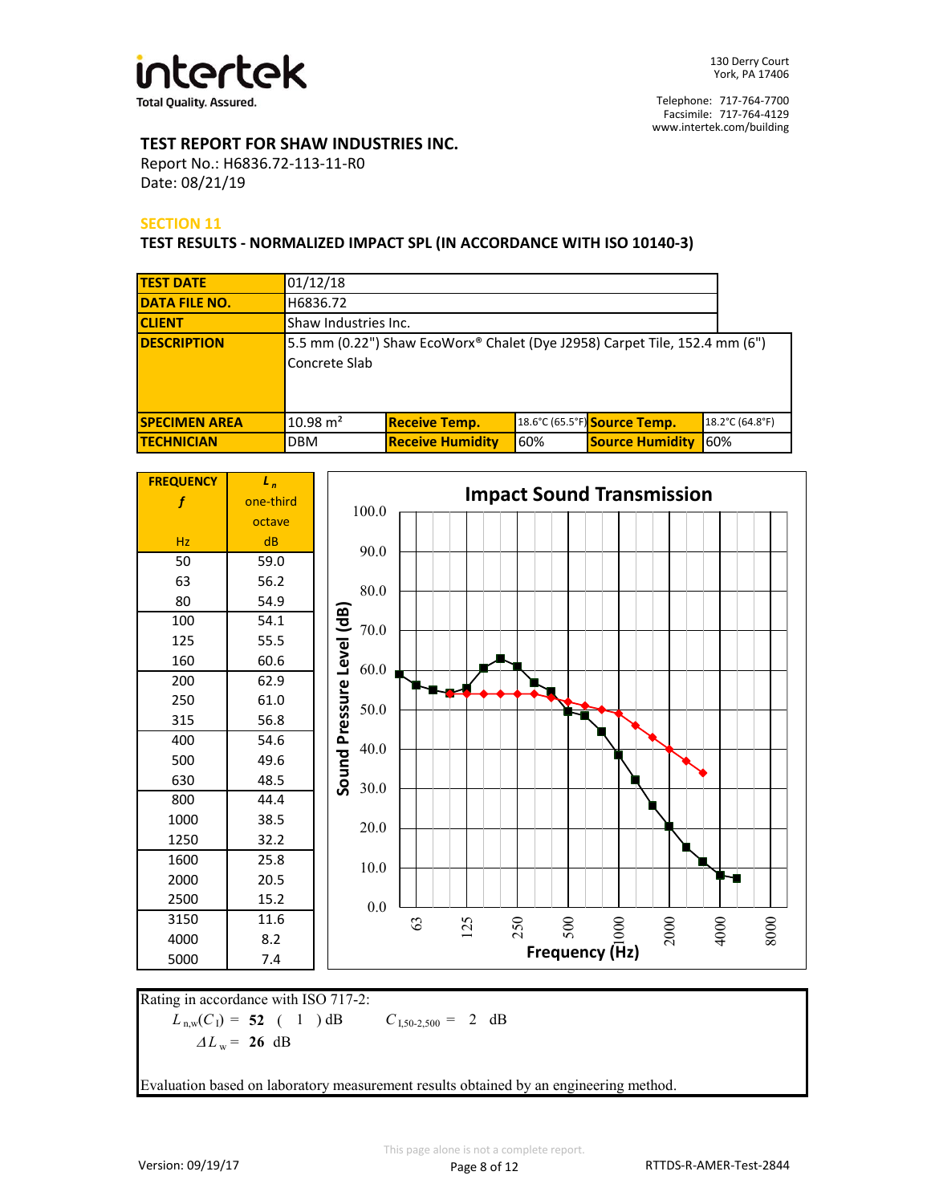intertek

Total Quality. Assured.

130 Derry Court
York, PA 17406

Telephone: 717-764-7700
Facsimile: 717-764-4129
www.intertek.com/building

**TEST REPORT FOR SHAW INDUSTRIES INC.**
Report No.: H6836.72-113-11-R0
Date: 08/21/19

## SECTION 11

### TEST RESULTS - NORMALIZED IMPACT SPL (IN ACCORDANCE WITH ISO 10140-3)

| | | | | | |
|---|---|---|---|---|---|
| **TEST DATE** | 01/12/18 | | | | |
| **DATA FILE NO.** | H6836.72 | | | | |
| **CLIENT** | Shaw Industries Inc. | | | | |
| **DESCRIPTION** | 5.5 mm (0.22") Shaw EcoWorx® Chalet (Dye J2958) Carpet Tile, 152.4 mm (6") Concrete Slab | | | | |
| **SPECIMEN AREA** | 10.98 m² | **Receive Temp.** | 18.6°C (65.5°F) | **Source Temp.** | 18.2°C (64.8°F) |
| **TECHNICIAN** | DBM | **Receive Humidity** | 60% | **Source Humidity** | 60% |

| FREQUENCY $f$ Hz | $L_n$ one-third octave dB |
|---|---|
| 50 | 59.0 |
| 63 | 56.2 |
| 80 | 54.9 |
| 100 | 54.1 |
| 125 | 55.5 |
| 160 | 60.6 |
| 200 | 62.9 |
| 250 | 61.0 |
| 315 | 56.8 |
| 400 | 54.6 |
| 500 | 49.6 |
| 630 | 48.5 |
| 800 | 44.4 |
| 1000 | 38.5 |
| 1250 | 32.2 |
| 1600 | 25.8 |
| 2000 | 20.5 |
| 2500 | 15.2 |
| 3150 | 11.6 |
| 4000 | 8.2 |
| 5000 | 7.4 |

**Impact Sound Transmission**

Sound Pressure Level (dB) vs. Frequency (Hz)

Rating in accordance with ISO 717-2:

$L_{n,w}(C_I)$ = **52** ( 1 ) dB  $C_{I,50\text{-}2,500}$ = 2 dB

$\Delta L_w$ = **26** dB

Evaluation based on laboratory measurement results obtained by an engineering method.

This page alone is not a complete report.

Version: 09/19/17

RTTDS-R-AMER-Test-2844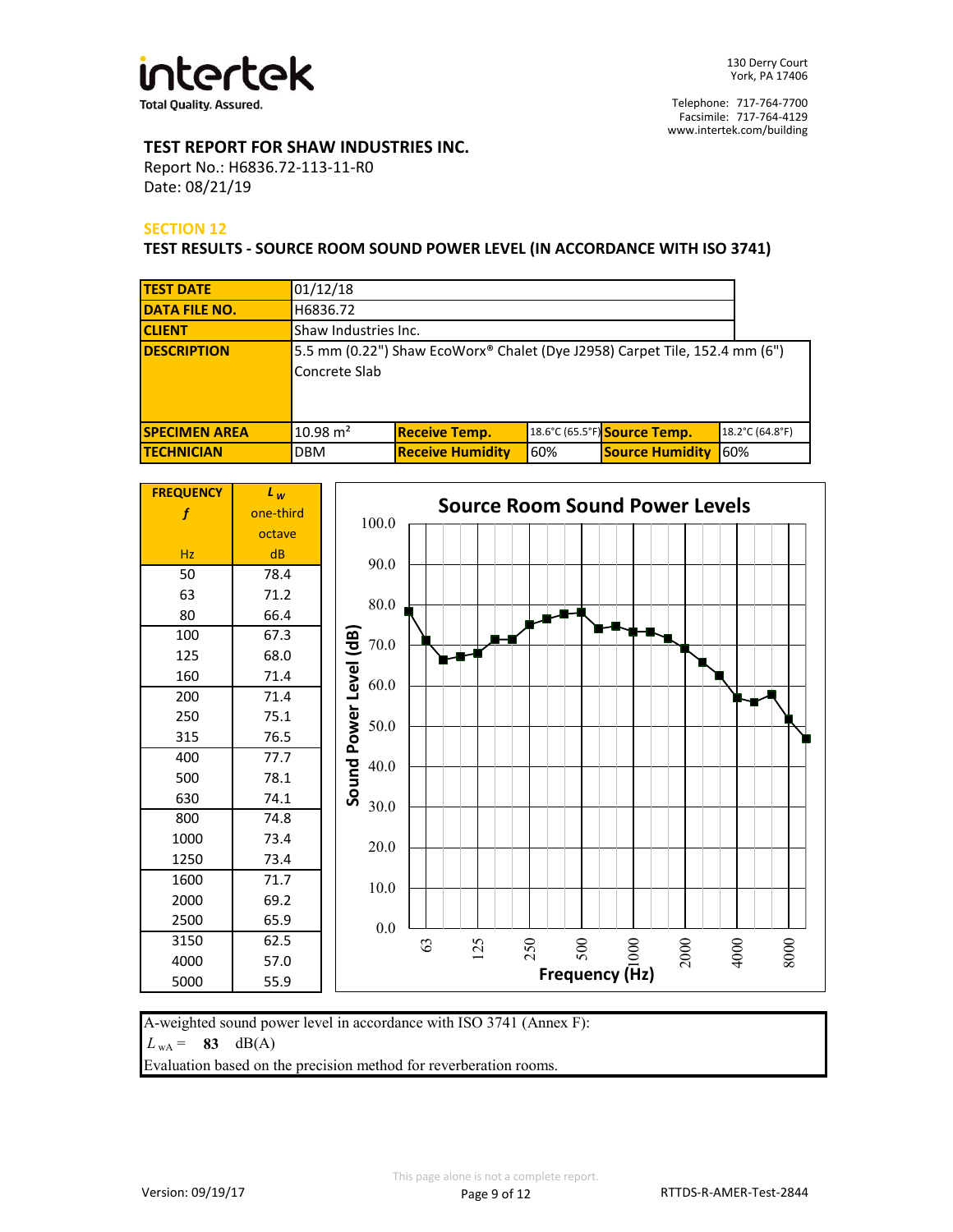**TEST REPORT FOR SHAW INDUSTRIES INC.**
Report No.: H6836.72-113-11-R0
Date: 08/21/19

## SECTION 12

### TEST RESULTS - SOURCE ROOM SOUND POWER LEVEL (IN ACCORDANCE WITH ISO 3741)

| | | | | | |
|---|---|---|---|---|---|
| **TEST DATE** | 01/12/18 | | | | |
| **DATA FILE NO.** | H6836.72 | | | | |
| **CLIENT** | Shaw Industries Inc. | | | | |
| **DESCRIPTION** | 5.5 mm (0.22") Shaw EcoWorx® Chalet (Dye J2958) Carpet Tile, 152.4 mm (6") Concrete Slab | | | | |
| **SPECIMEN AREA** | 10.98 m² | **Receive Temp.** | 18.6°C (65.5°F) | **Source Temp.** | 18.2°C (64.8°F) |
| **TECHNICIAN** | DBM | **Receive Humidity** | 60% | **Source Humidity** | 60% |

| FREQUENCY $f$ Hz | $L_W$ one-third octave dB |
|---|---|
| 50 | 78.4 |
| 63 | 71.2 |
| 80 | 66.4 |
| 100 | 67.3 |
| 125 | 68.0 |
| 160 | 71.4 |
| 200 | 71.4 |
| 250 | 75.1 |
| 315 | 76.5 |
| 400 | 77.7 |
| 500 | 78.1 |
| 630 | 74.1 |
| 800 | 74.8 |
| 1000 | 73.4 |
| 1250 | 73.4 |
| 1600 | 71.7 |
| 2000 | 69.2 |
| 2500 | 65.9 |
| 3150 | 62.5 |
| 4000 | 57.0 |
| 5000 | 55.9 |

**Source Room Sound Power Levels**

A-weighted sound power level in accordance with ISO 3741 (Annex F):
$L_{wA}$ = **83** dB(A)
Evaluation based on the precision method for reverberation rooms.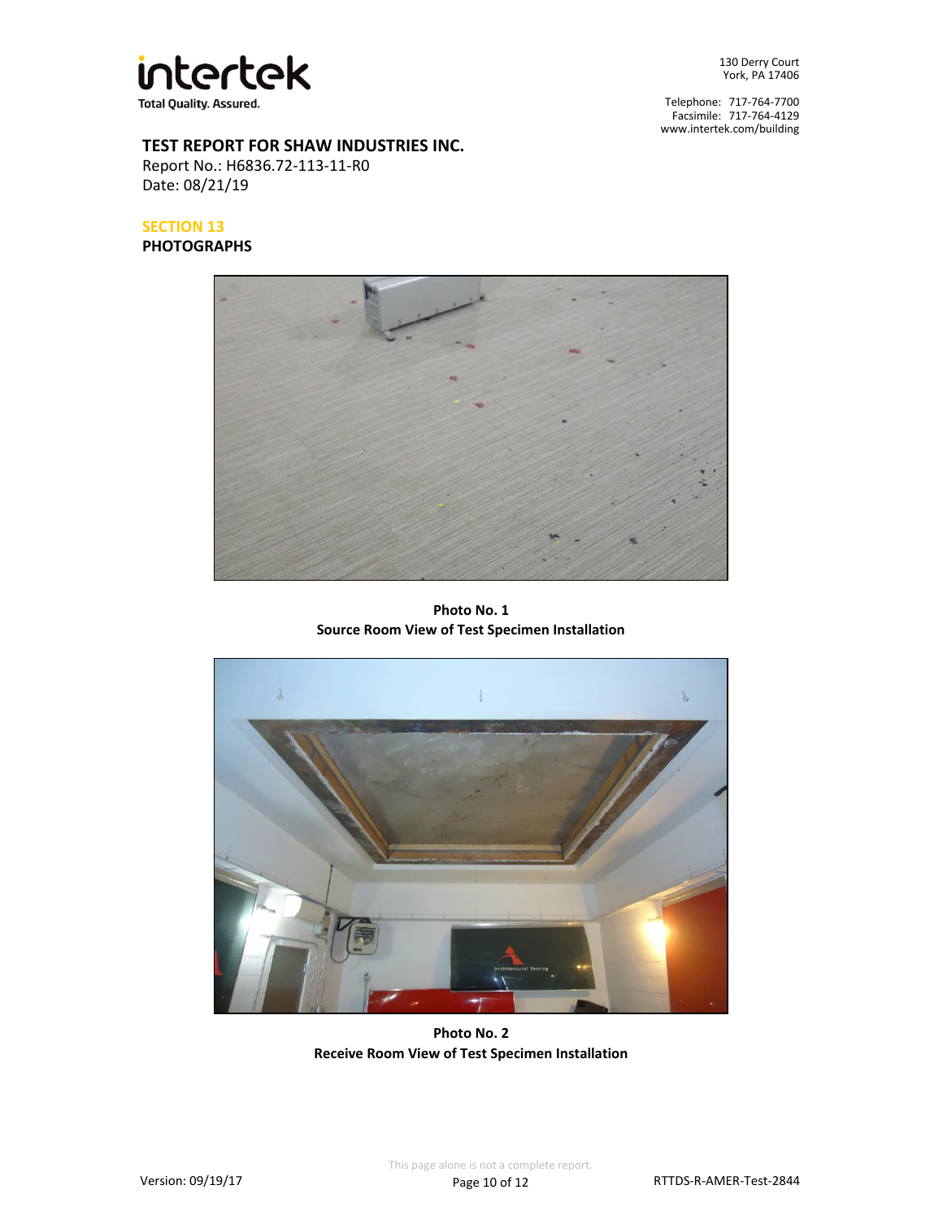**TEST REPORT FOR SHAW INDUSTRIES INC.**
Report No.: H6836.72-113-11-R0
Date: 08/21/19

## SECTION 13
## PHOTOGRAPHS

**Photo No. 1**
**Source Room View of Test Specimen Installation**

**Photo No. 2**
**Receive Room View of Test Specimen Installation**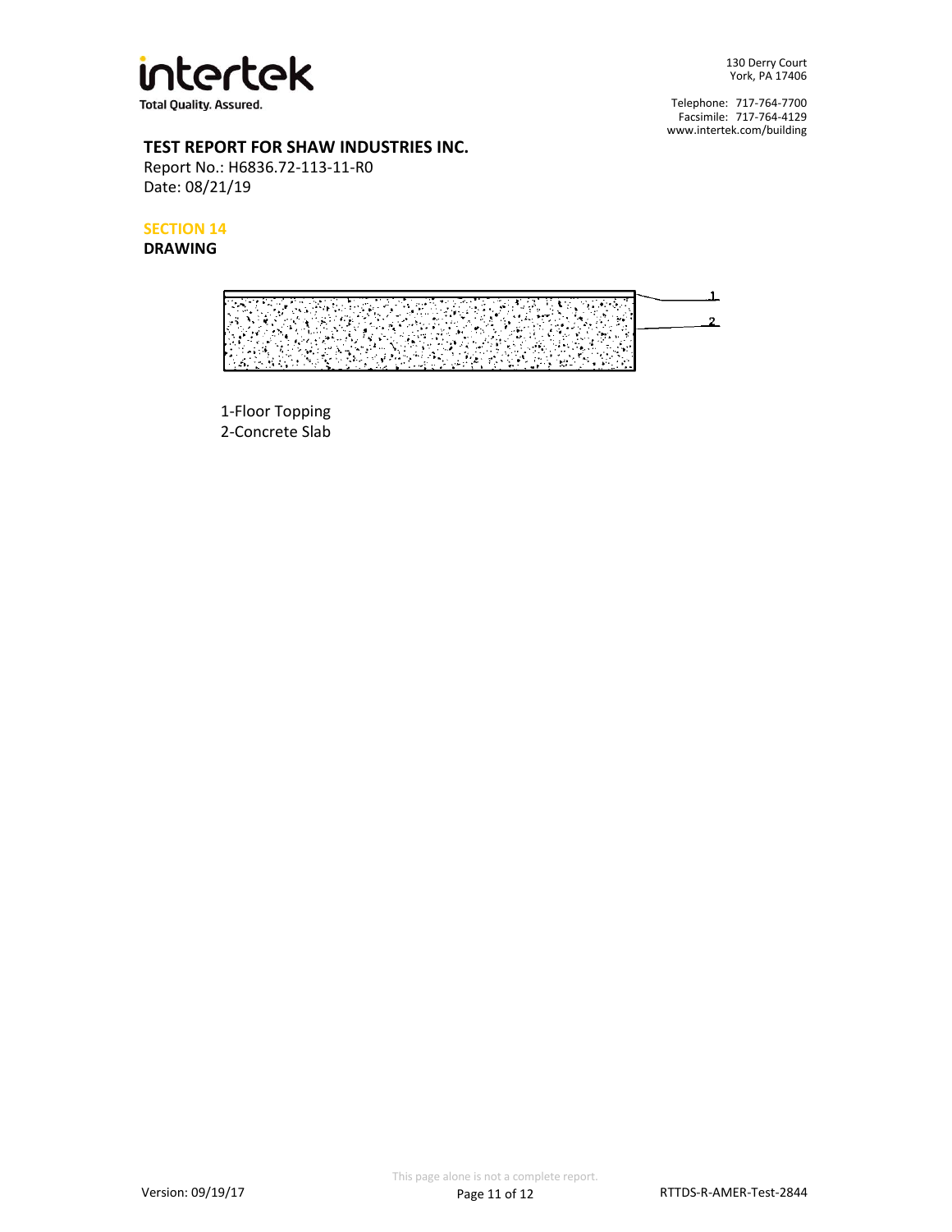130 Derry Court
York, PA 17406

Telephone: 717-764-7700
Facsimile: 717-764-4129
www.intertek.com/building

**TEST REPORT FOR SHAW INDUSTRIES INC.**
Report No.: H6836.72-113-11-R0
Date: 08/21/19

## SECTION 14

**DRAWING**

1-Floor Topping
2-Concrete Slab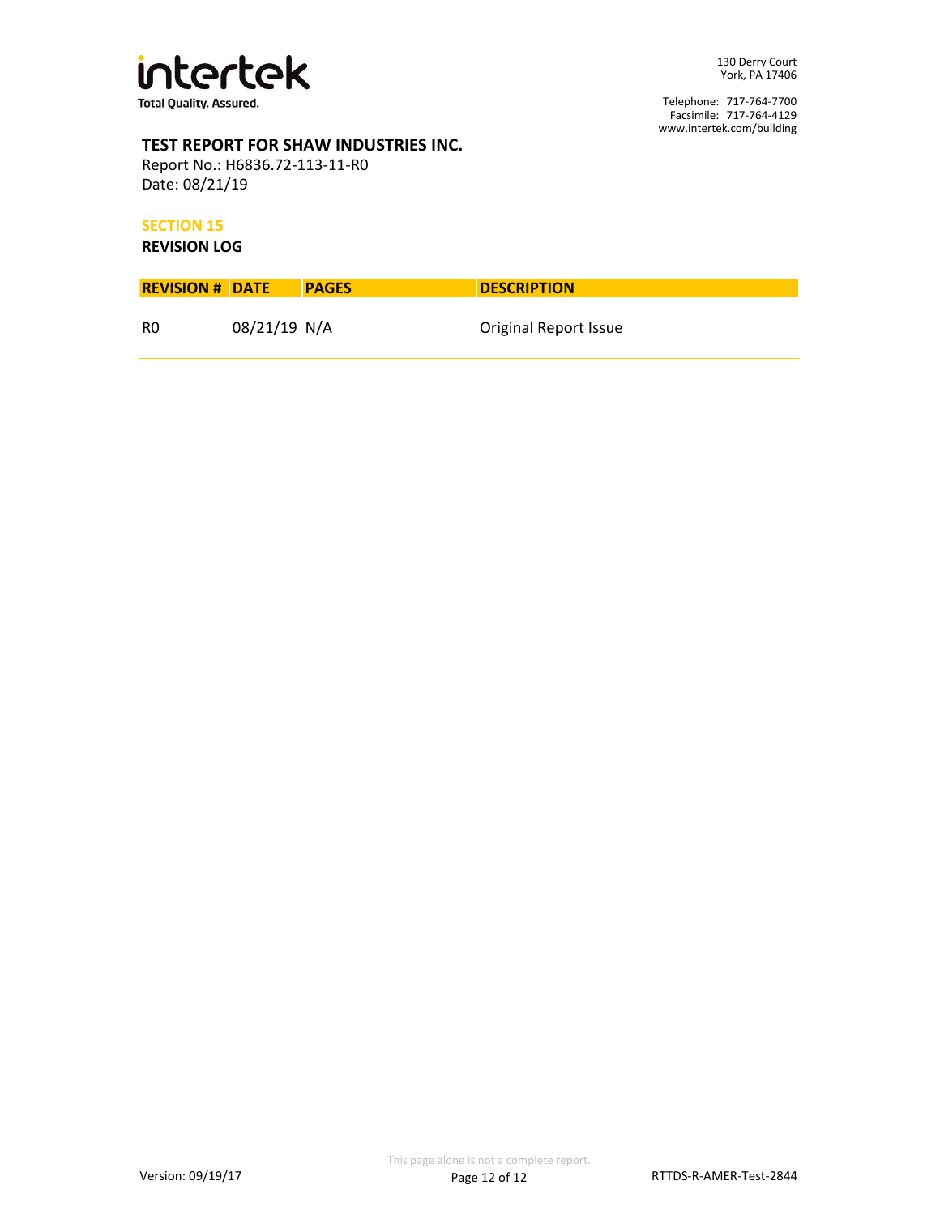# TEST REPORT FOR SHAW INDUSTRIES INC.

Report No.: H6836.72-113-11-R0

Date: 08/21/19

## SECTION 15

## REVISION LOG

| REVISION # | DATE | PAGES | DESCRIPTION |
|---|---|---|---|
| R0 | 08/21/19 | N/A | Original Report Issue |